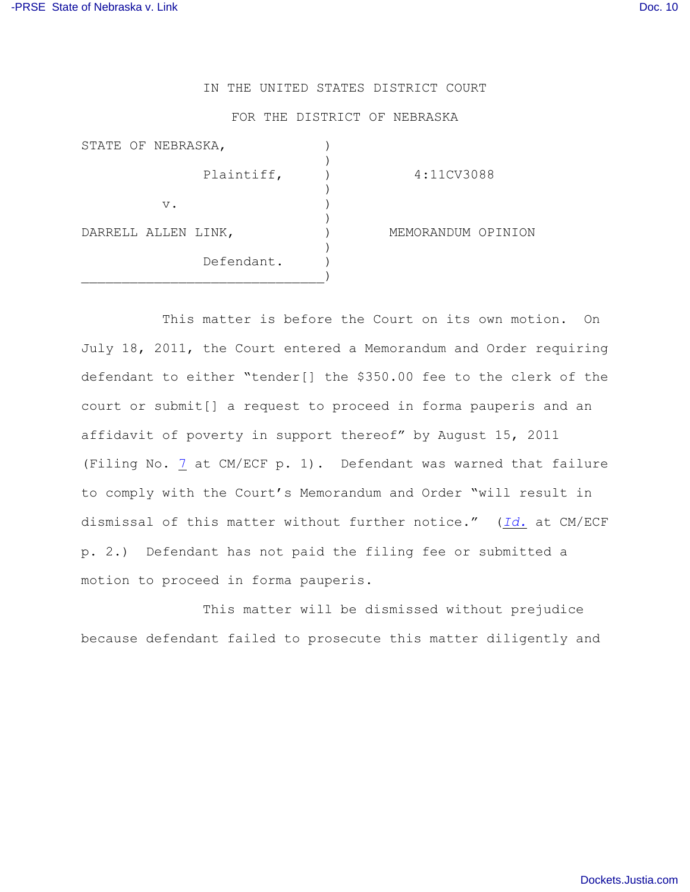IN THE UNITED STATES DISTRICT COURT

FOR THE DISTRICT OF NEBRASKA

| | | |
|---|---|---|
| STATE OF NEBRASKA, Plaintiff, | ) | 4:11CV3088 |
| v. | ) | |
| DARRELL ALLEN LINK, Defendant. | ) | MEMORANDUM OPINION |

This matter is before the Court on its own motion. On July 18, 2011, the Court entered a Memorandum and Order requiring defendant to either "tender[] the $350.00 fee to the clerk of the court or submit[] a request to proceed in forma pauperis and an affidavit of poverty in support thereof" by August 15, 2011 (Filing No. 7 at CM/ECF p. 1). Defendant was warned that failure to comply with the Court's Memorandum and Order "will result in dismissal of this matter without further notice." (*Id.* at CM/ECF p. 2.) Defendant has not paid the filing fee or submitted a motion to proceed in forma pauperis.

This matter will be dismissed without prejudice because defendant failed to prosecute this matter diligently and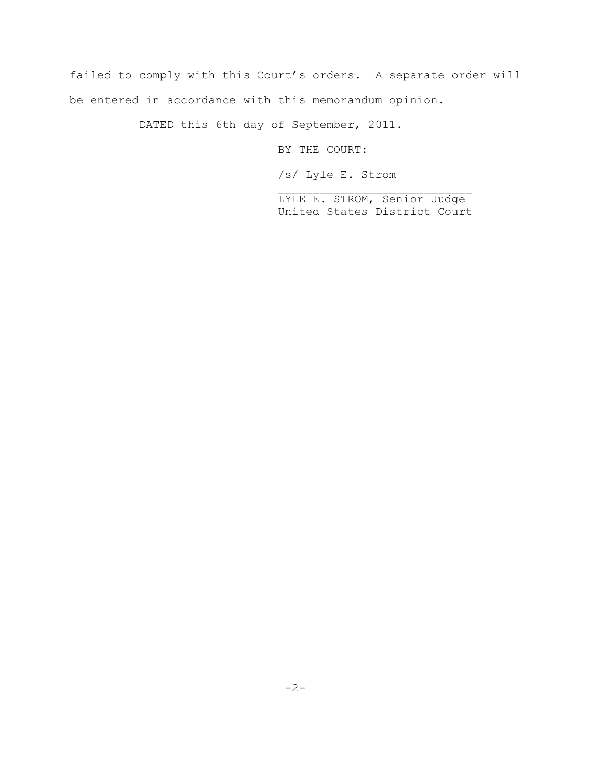failed to comply with this Court's orders. A separate order will be entered in accordance with this memorandum opinion.

DATED this 6th day of September, 2011.

BY THE COURT:

/s/ Lyle E. Strom

______________________________
LYLE E. STROM, Senior Judge
United States District Court